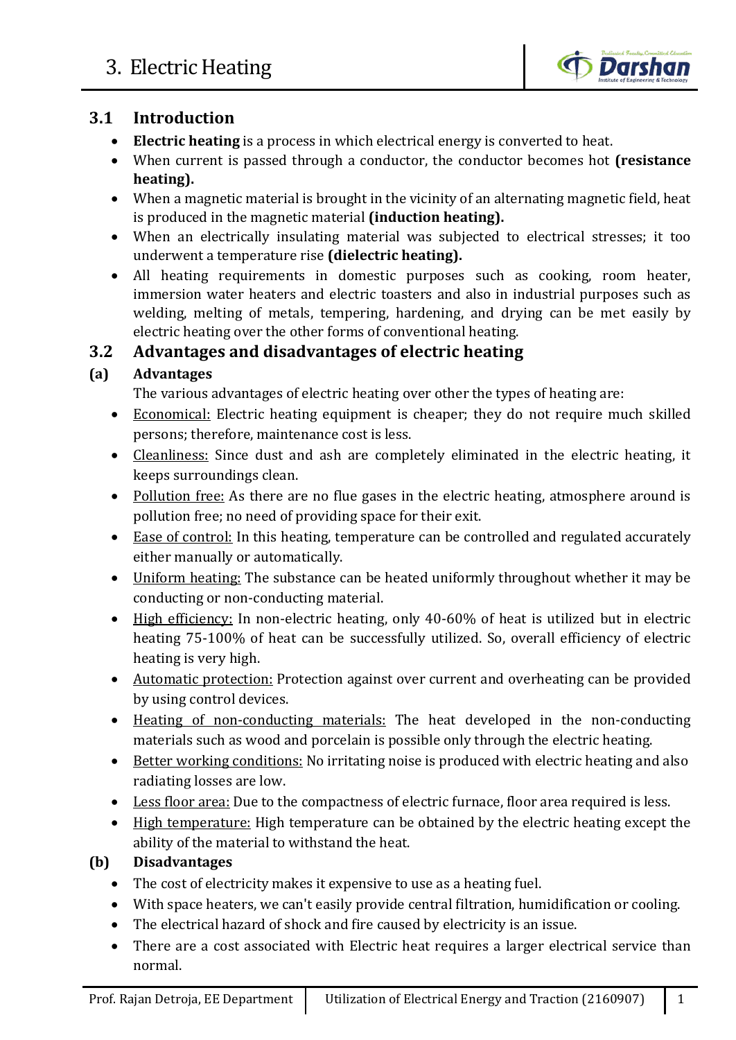# 3. Electric Heating

## 3.1 Introduction

- **Electric heating** is a process in which electrical energy is converted to heat.
- When current is passed through a conductor, the conductor becomes hot **(resistance heating).**
- When a magnetic material is brought in the vicinity of an alternating magnetic field, heat is produced in the magnetic material **(induction heating).**
- When an electrically insulating material was subjected to electrical stresses; it too underwent a temperature rise **(dielectric heating).**
- All heating requirements in domestic purposes such as cooking, room heater, immersion water heaters and electric toasters and also in industrial purposes such as welding, melting of metals, tempering, hardening, and drying can be met easily by electric heating over the other forms of conventional heating.

## 3.2 Advantages and disadvantages of electric heating

### (a) Advantages

The various advantages of electric heating over other the types of heating are:

- Economical: Electric heating equipment is cheaper; they do not require much skilled persons; therefore, maintenance cost is less.
- Cleanliness: Since dust and ash are completely eliminated in the electric heating, it keeps surroundings clean.
- Pollution free: As there are no flue gases in the electric heating, atmosphere around is pollution free; no need of providing space for their exit.
- Ease of control: In this heating, temperature can be controlled and regulated accurately either manually or automatically.
- Uniform heating: The substance can be heated uniformly throughout whether it may be conducting or non-conducting material.
- High efficiency: In non-electric heating, only 40-60% of heat is utilized but in electric heating 75-100% of heat can be successfully utilized. So, overall efficiency of electric heating is very high.
- Automatic protection: Protection against over current and overheating can be provided by using control devices.
- Heating of non-conducting materials: The heat developed in the non-conducting materials such as wood and porcelain is possible only through the electric heating.
- Better working conditions: No irritating noise is produced with electric heating and also radiating losses are low.
- Less floor area: Due to the compactness of electric furnace, floor area required is less.
- High temperature: High temperature can be obtained by the electric heating except the ability of the material to withstand the heat.

### (b) Disadvantages

- The cost of electricity makes it expensive to use as a heating fuel.
- With space heaters, we can't easily provide central filtration, humidification or cooling.
- The electrical hazard of shock and fire caused by electricity is an issue.
- There are a cost associated with Electric heat requires a larger electrical service than normal.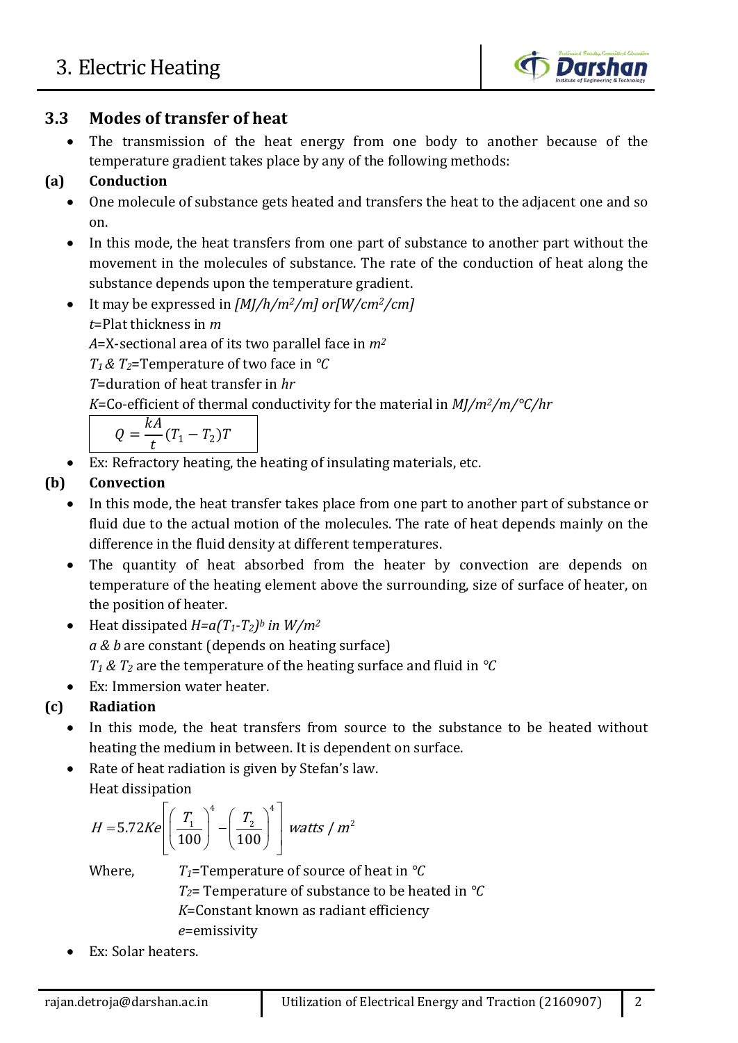## 3.3 Modes of transfer of heat

- The transmission of the heat energy from one body to another because of the temperature gradient takes place by any of the following methods:

### (a) Conduction

- One molecule of substance gets heated and transfers the heat to the adjacent one and so on.
- In this mode, the heat transfers from one part of substance to another part without the movement in the molecules of substance. The rate of the conduction of heat along the substance depends upon the temperature gradient.
- It may be expressed in *[MJ/h/m²/m] or[W/cm²/cm]*

  $t$=Plat thickness in $m$

  $A$=X-sectional area of its two parallel face in $m^2$

  $T_1$ & $T_2$=Temperature of two face in $°C$

  $T$=duration of heat transfer in $hr$

  $K$=Co-efficient of thermal conductivity for the material in $MJ/m^2/m/°C/hr$

  $$Q = \frac{kA}{t}(T_1 - T_2)T$$

- Ex: Refractory heating, the heating of insulating materials, etc.

### (b) Convection

- In this mode, the heat transfer takes place from one part to another part of substance or fluid due to the actual motion of the molecules. The rate of heat depends mainly on the difference in the fluid density at different temperatures.
- The quantity of heat absorbed from the heater by convection are depends on temperature of the heating element above the surrounding, size of surface of heater, on the position of heater.
- Heat dissipated $H=a(T_1-T_2)^b$ *in* $W/m^2$

  $a$ & $b$ are constant (depends on heating surface)

  $T_1$ & $T_2$ are the temperature of the heating surface and fluid in $°C$

- Ex: Immersion water heater.

### (c) Radiation

- In this mode, the heat transfers from source to the substance to be heated without heating the medium in between. It is dependent on surface.
- Rate of heat radiation is given by Stefan's law.

  Heat dissipation

  $$H = 5.72Ke\left[\left(\frac{T_1}{100}\right)^4 - \left(\frac{T_2}{100}\right)^4\right] \; watts/m^2$$

  Where,
  $T_1$=Temperature of source of heat in $°C$
  $T_2$= Temperature of substance to be heated in $°C$
  $K$=Constant known as radiant efficiency
  $e$=emissivity

- Ex: Solar heaters.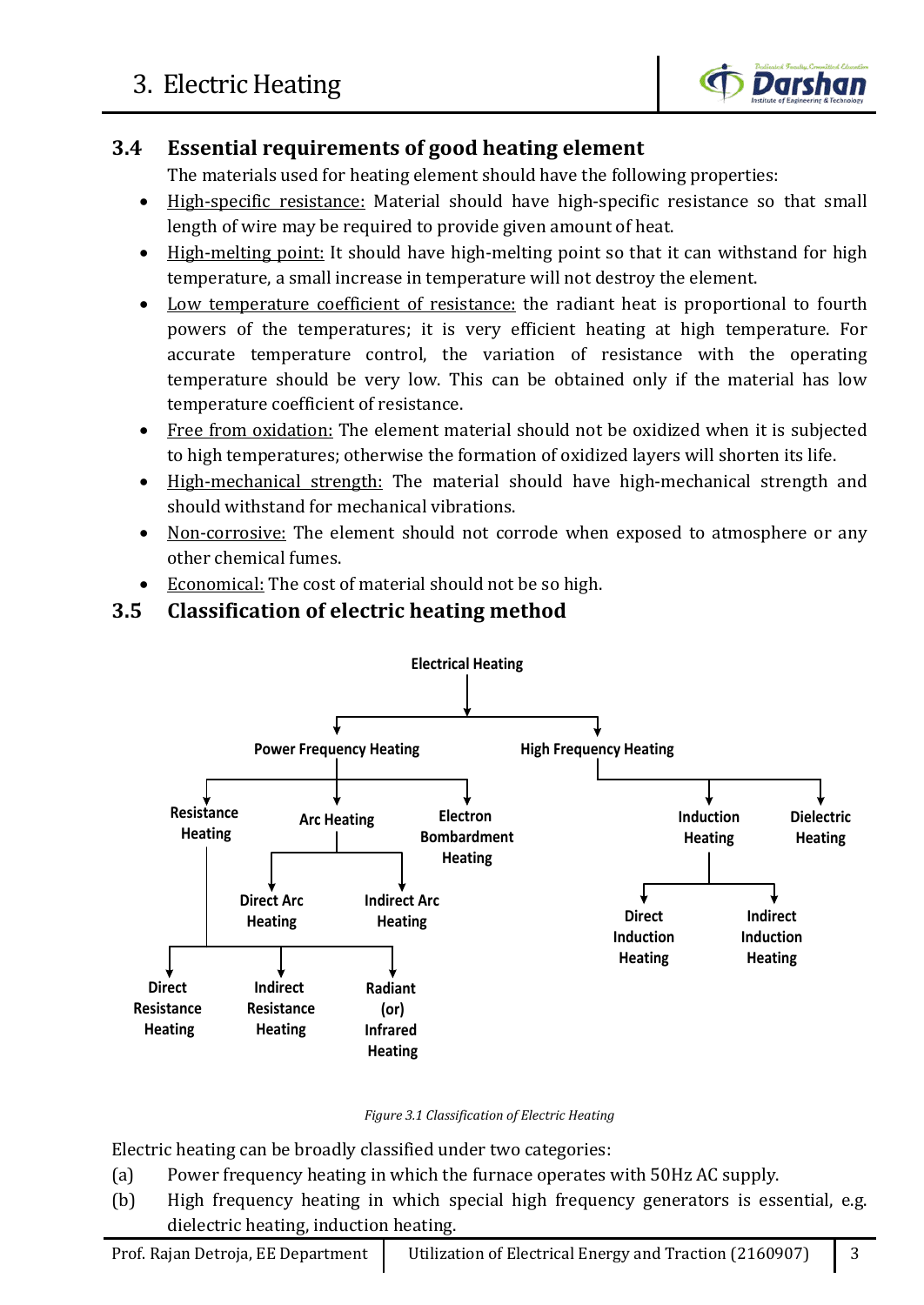## 3.4 Essential requirements of good heating element

The materials used for heating element should have the following properties:

- High-specific resistance: Material should have high-specific resistance so that small length of wire may be required to provide given amount of heat.
- High-melting point: It should have high-melting point so that it can withstand for high temperature, a small increase in temperature will not destroy the element.
- Low temperature coefficient of resistance: the radiant heat is proportional to fourth powers of the temperatures; it is very efficient heating at high temperature. For accurate temperature control, the variation of resistance with the operating temperature should be very low. This can be obtained only if the material has low temperature coefficient of resistance.
- Free from oxidation: The element material should not be oxidized when it is subjected to high temperatures; otherwise the formation of oxidized layers will shorten its life.
- High-mechanical strength: The material should have high-mechanical strength and should withstand for mechanical vibrations.
- Non-corrosive: The element should not corrode when exposed to atmosphere or any other chemical fumes.
- Economical: The cost of material should not be so high.

## 3.5 Classification of electric heating method

- Electrical Heating
  - Power Frequency Heating
    - Resistance Heating
      - Direct Resistance Heating
      - Indirect Resistance Heating
      - Radiant (or) Infrared Heating
    - Arc Heating
      - Direct Arc Heating
      - Indirect Arc Heating
    - Electron Bombardment Heating
  - High Frequency Heating
    - Induction Heating
      - Direct Induction Heating
      - Indirect Induction Heating
    - Dielectric Heating

*Figure 3.1 Classification of Electric Heating*

Electric heating can be broadly classified under two categories:

(a) Power frequency heating in which the furnace operates with 50Hz AC supply.

(b) High frequency heating in which special high frequency generators is essential, e.g. dielectric heating, induction heating.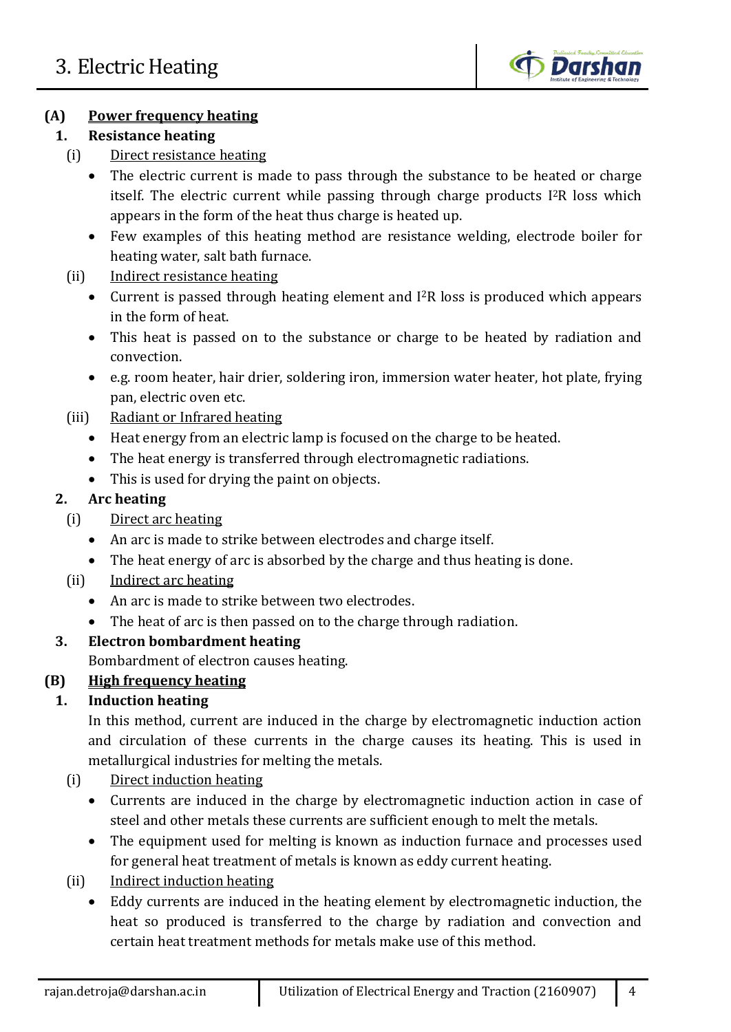**(A) <u>Power frequency heating</u>**

**1. Resistance heating**

(i) <u>Direct resistance heating</u>

- The electric current is made to pass through the substance to be heated or charge itself. The electric current while passing through charge products $I^2R$ loss which appears in the form of the heat thus charge is heated up.
- Few examples of this heating method are resistance welding, electrode boiler for heating water, salt bath furnace.

(ii) <u>Indirect resistance heating</u>

- Current is passed through heating element and $I^2R$ loss is produced which appears in the form of heat.
- This heat is passed on to the substance or charge to be heated by radiation and convection.
- e.g. room heater, hair drier, soldering iron, immersion water heater, hot plate, frying pan, electric oven etc.

(iii) <u>Radiant or Infrared heating</u>

- Heat energy from an electric lamp is focused on the charge to be heated.
- The heat energy is transferred through electromagnetic radiations.
- This is used for drying the paint on objects.

**2. Arc heating**

(i) <u>Direct arc heating</u>

- An arc is made to strike between electrodes and charge itself.
- The heat energy of arc is absorbed by the charge and thus heating is done.

(ii) <u>Indirect arc heating</u>

- An arc is made to strike between two electrodes.
- The heat of arc is then passed on to the charge through radiation.

**3. Electron bombardment heating**

Bombardment of electron causes heating.

**(B) <u>High frequency heating</u>**

**1. Induction heating**

In this method, current are induced in the charge by electromagnetic induction action and circulation of these currents in the charge causes its heating. This is used in metallurgical industries for melting the metals.

(i) <u>Direct induction heating</u>

- Currents are induced in the charge by electromagnetic induction action in case of steel and other metals these currents are sufficient enough to melt the metals.
- The equipment used for melting is known as induction furnace and processes used for general heat treatment of metals is known as eddy current heating.

(ii) <u>Indirect induction heating</u>

- Eddy currents are induced in the heating element by electromagnetic induction, the heat so produced is transferred to the charge by radiation and convection and certain heat treatment methods for metals make use of this method.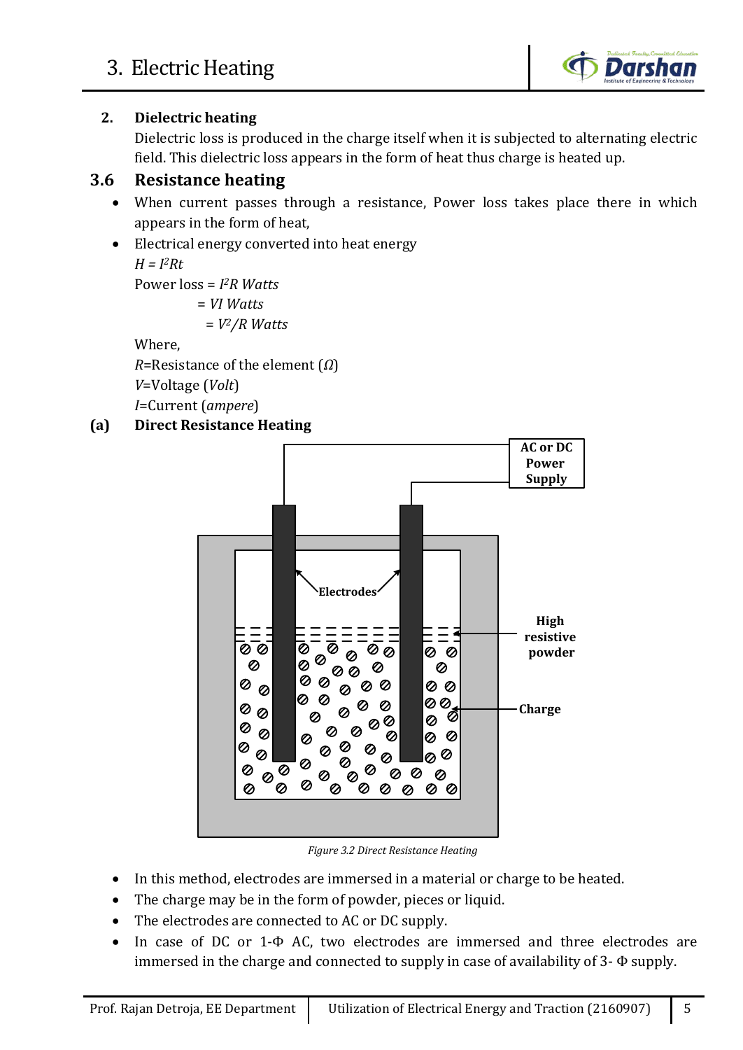2. **Dielectric heating**

Dielectric loss is produced in the charge itself when it is subjected to alternating electric field. This dielectric loss appears in the form of heat thus charge is heated up.

## 3.6 Resistance heating

- When current passes through a resistance, Power loss takes place there in which appears in the form of heat,
- Electrical energy converted into heat energy

  $H = I^2Rt$

  Power loss = $I^2R$ *Watts*

  = $VI$ *Watts*

  = $V^2/R$ *Watts*

  Where,

  $R$=Resistance of the element ($\Omega$)

  $V$=Voltage (*Volt*)

  $I$=Current (*ampere*)

### (a) Direct Resistance Heating

*Figure 3.2 Direct Resistance Heating*

- In this method, electrodes are immersed in a material or charge to be heated.
- The charge may be in the form of powder, pieces or liquid.
- The electrodes are connected to AC or DC supply.
- In case of DC or 1-Φ AC, two electrodes are immersed and three electrodes are immersed in the charge and connected to supply in case of availability of 3- Φ supply.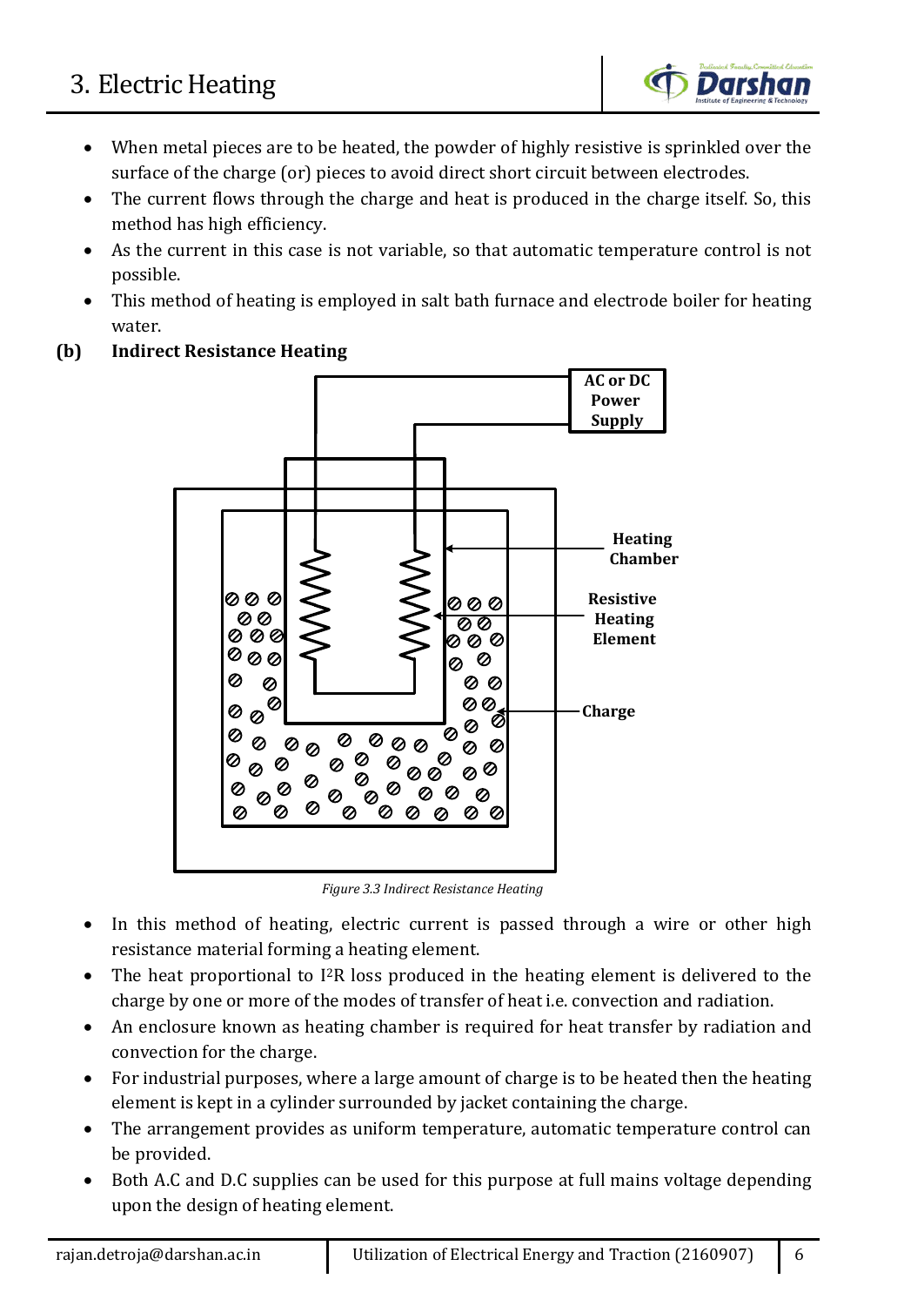- When metal pieces are to be heated, the powder of highly resistive is sprinkled over the surface of the charge (or) pieces to avoid direct short circuit between electrodes.
- The current flows through the charge and heat is produced in the charge itself. So, this method has high efficiency.
- As the current in this case is not variable, so that automatic temperature control is not possible.
- This method of heating is employed in salt bath furnace and electrode boiler for heating water.

**(b) Indirect Resistance Heating**

*Figure 3.3 Indirect Resistance Heating*

- In this method of heating, electric current is passed through a wire or other high resistance material forming a heating element.
- The heat proportional to $I^2R$ loss produced in the heating element is delivered to the charge by one or more of the modes of transfer of heat i.e. convection and radiation.
- An enclosure known as heating chamber is required for heat transfer by radiation and convection for the charge.
- For industrial purposes, where a large amount of charge is to be heated then the heating element is kept in a cylinder surrounded by jacket containing the charge.
- The arrangement provides as uniform temperature, automatic temperature control can be provided.
- Both A.C and D.C supplies can be used for this purpose at full mains voltage depending upon the design of heating element.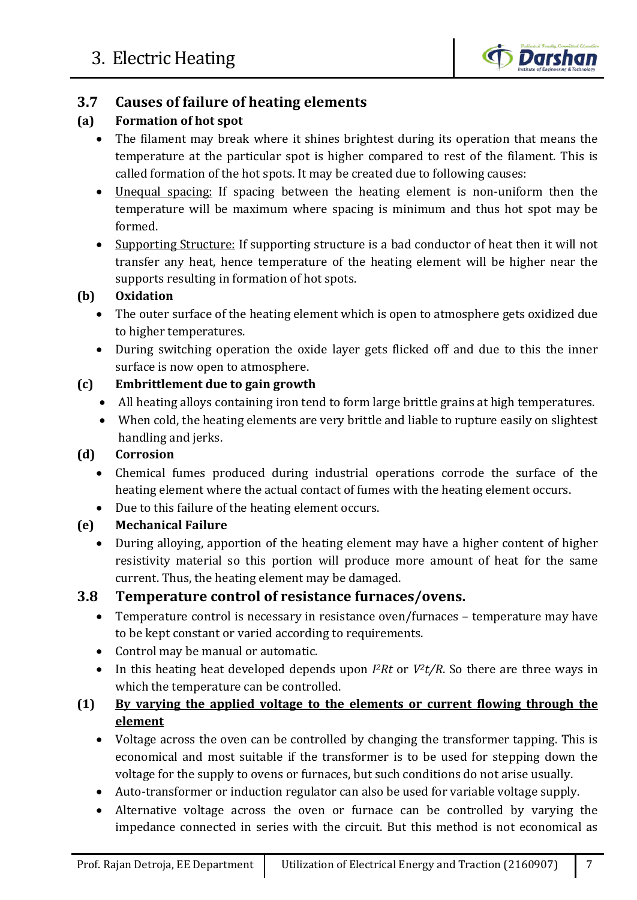## 3.7 Causes of failure of heating elements

### (a) Formation of hot spot

- The filament may break where it shines brightest during its operation that means the temperature at the particular spot is higher compared to rest of the filament. This is called formation of the hot spots. It may be created due to following causes:
- Unequal spacing: If spacing between the heating element is non-uniform then the temperature will be maximum where spacing is minimum and thus hot spot may be formed.
- Supporting Structure: If supporting structure is a bad conductor of heat then it will not transfer any heat, hence temperature of the heating element will be higher near the supports resulting in formation of hot spots.

### (b) Oxidation

- The outer surface of the heating element which is open to atmosphere gets oxidized due to higher temperatures.
- During switching operation the oxide layer gets flicked off and due to this the inner surface is now open to atmosphere.

### (c) Embrittlement due to gain growth

- All heating alloys containing iron tend to form large brittle grains at high temperatures.
- When cold, the heating elements are very brittle and liable to rupture easily on slightest handling and jerks.

### (d) Corrosion

- Chemical fumes produced during industrial operations corrode the surface of the heating element where the actual contact of fumes with the heating element occurs.
- Due to this failure of the heating element occurs.

### (e) Mechanical Failure

- During alloying, apportion of the heating element may have a higher content of higher resistivity material so this portion will produce more amount of heat for the same current. Thus, the heating element may be damaged.

## 3.8 Temperature control of resistance furnaces/ovens.

- Temperature control is necessary in resistance oven/furnaces – temperature may have to be kept constant or varied according to requirements.
- Control may be manual or automatic.
- In this heating heat developed depends upon $I^2Rt$ or $V^2t/R$. So there are three ways in which the temperature can be controlled.

### (1) By varying the applied voltage to the elements or current flowing through the element

- Voltage across the oven can be controlled by changing the transformer tapping. This is economical and most suitable if the transformer is to be used for stepping down the voltage for the supply to ovens or furnaces, but such conditions do not arise usually.
- Auto-transformer or induction regulator can also be used for variable voltage supply.
- Alternative voltage across the oven or furnace can be controlled by varying the impedance connected in series with the circuit. But this method is not economical as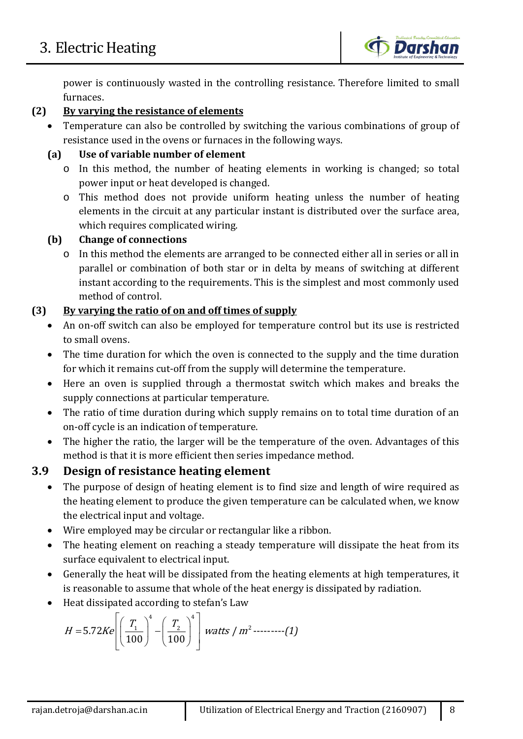power is continuously wasted in the controlling resistance. Therefore limited to small furnaces.

**(2) <u>By varying the resistance of elements</u>**

- Temperature can also be controlled by switching the various combinations of group of resistance used in the ovens or furnaces in the following ways.

**(a) Use of variable number of element**

- In this method, the number of heating elements in working is changed; so total power input or heat developed is changed.
- This method does not provide uniform heating unless the number of heating elements in the circuit at any particular instant is distributed over the surface area, which requires complicated wiring.

**(b) Change of connections**

- In this method the elements are arranged to be connected either all in series or all in parallel or combination of both star or in delta by means of switching at different instant according to the requirements. This is the simplest and most commonly used method of control.

**(3) <u>By varying the ratio of on and off times of supply</u>**

- An on-off switch can also be employed for temperature control but its use is restricted to small ovens.
- The time duration for which the oven is connected to the supply and the time duration for which it remains cut-off from the supply will determine the temperature.
- Here an oven is supplied through a thermostat switch which makes and breaks the supply connections at particular temperature.
- The ratio of time duration during which supply remains on to total time duration of an on-off cycle is an indication of temperature.
- The higher the ratio, the larger will be the temperature of the oven. Advantages of this method is that it is more efficient then series impedance method.

## 3.9 Design of resistance heating element

- The purpose of design of heating element is to find size and length of wire required as the heating element to produce the given temperature can be calculated when, we know the electrical input and voltage.
- Wire employed may be circular or rectangular like a ribbon.
- The heating element on reaching a steady temperature will dissipate the heat from its surface equivalent to electrical input.
- Generally the heat will be dissipated from the heating elements at high temperatures, it is reasonable to assume that whole of the heat energy is dissipated by radiation.
- Heat dissipated according to stefan's Law

$$H = 5.72Ke\left[\left(\frac{T_1}{100}\right)^4 - \left(\frac{T_2}{100}\right)^4\right] \text{ watts / } m^2 \text{ ---------(1)}$$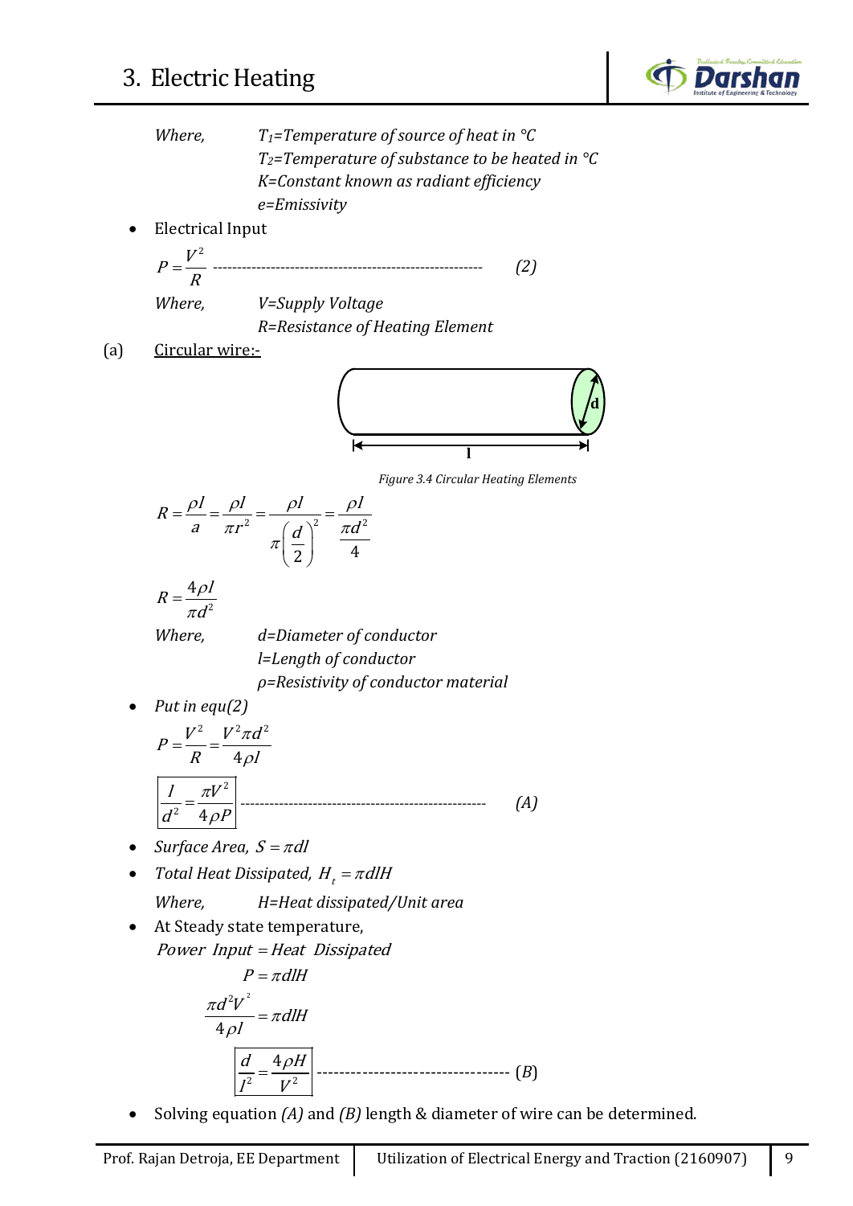Where, $T_1$=Temperature of source of heat in °C

$T_2$=Temperature of substance to be heated in °C

K=Constant known as radiant efficiency

e=Emissivity

- Electrical Input

$$P = \frac{V^2}{R} \quad \text{-----------------------------------------} \quad (2)$$

Where, V=Supply Voltage

R=Resistance of Heating Element

(a) <u>Circular wire:-</u>

*Figure 3.4 Circular Heating Elements*

$$R = \frac{\rho l}{a} = \frac{\rho l}{\pi r^2} = \frac{\rho l}{\pi \left(\frac{d}{2}\right)^2} = \frac{\rho l}{\frac{\pi d^2}{4}}$$

$$R = \frac{4\rho l}{\pi d^2}$$

Where, d=Diameter of conductor

l=Length of conductor

ρ=Resistivity of conductor material

- Put in equ(2)

$$P = \frac{V^2}{R} = \frac{V^2 \pi d^2}{4\rho l}$$

$$\boxed{\frac{l}{d^2} = \frac{\pi V^2}{4\rho P}} \quad \text{-----------------------------------------} \quad (A)$$

- Surface Area, $S = \pi dl$
- Total Heat Dissipated, $H_t = \pi dlH$

Where, H=Heat dissipated/Unit area

- At Steady state temperature,

$$Power\ \ Input = Heat\ \ Dissipated$$

$$P = \pi dlH$$

$$\frac{\pi d^2 V^2}{4\rho l} = \pi dlH$$

$$\boxed{\frac{d}{l^2} = \frac{4\rho H}{V^2}} \quad \text{-----------------------------} \quad (B)$$

- Solving equation *(A)* and *(B)* length & diameter of wire can be determined.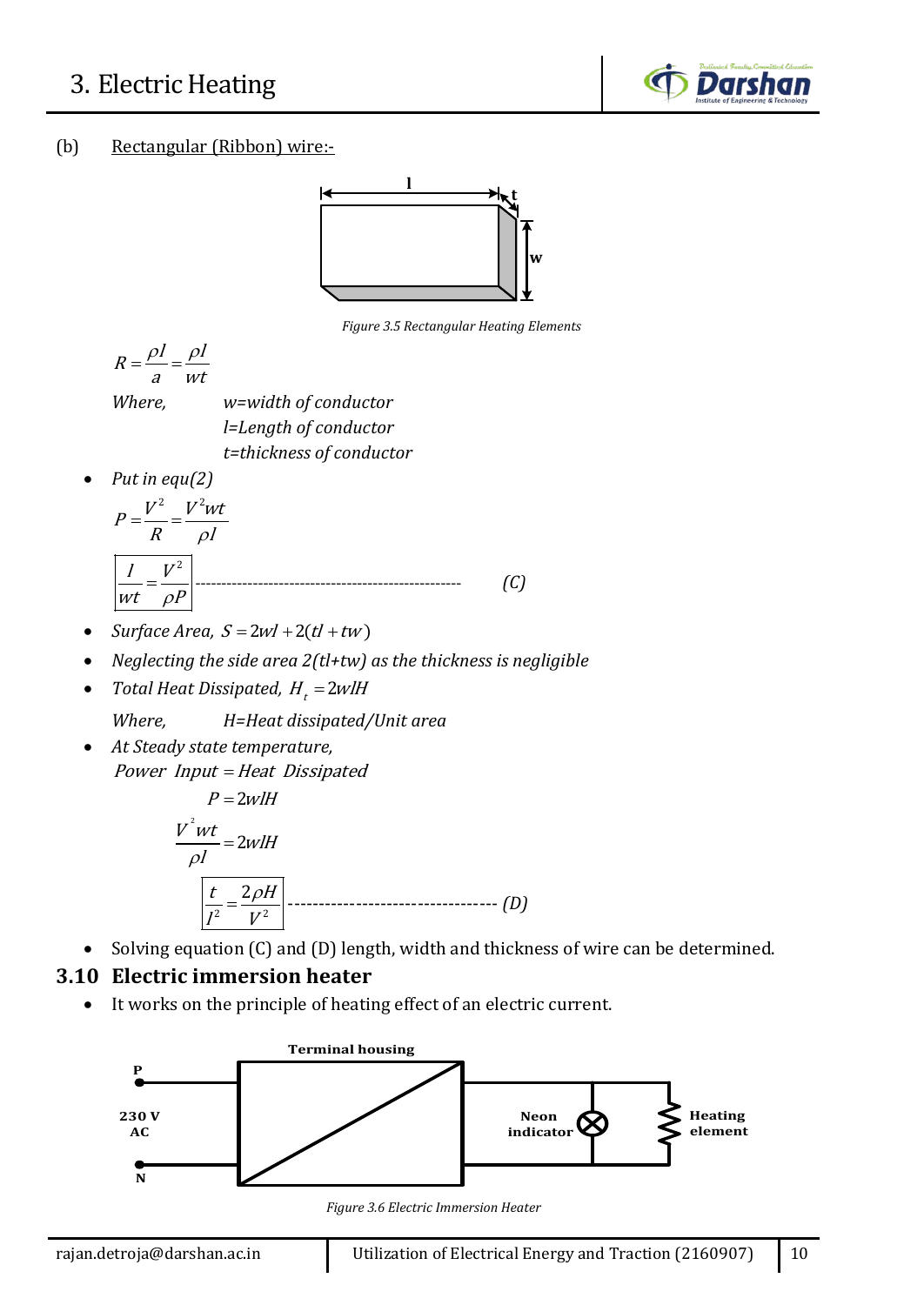(b) Rectangular (Ribbon) wire:-

*Figure 3.5 Rectangular Heating Elements*

$$R = \frac{\rho l}{a} = \frac{\rho l}{wt}$$

*Where,* *w=width of conductor*
*l=Length of conductor*
*t=thickness of conductor*

- *Put in equ(2)*

$$P = \frac{V^2}{R} = \frac{V^2 wt}{\rho l}$$

$$\boxed{\frac{l}{wt} = \frac{V^2}{\rho P}} \quad \text{-------------------------------------------} \quad (C)$$

- *Surface Area,* $S = 2wl + 2(tl + tw)$
- *Neglecting the side area 2(tl+tw) as the thickness is negligible*
- *Total Heat Dissipated,* $H_t = 2wlH$

  *Where,* *H=Heat dissipated/Unit area*

- *At Steady state temperature,*

  *Power Input = Heat Dissipated*

$$P = 2wlH$$

$$\frac{V^2 wt}{\rho l} = 2wlH$$

$$\boxed{\frac{t}{l^2} = \frac{2\rho H}{V^2}} \quad \text{--------------------------------} \quad (D)$$

- Solving equation (C) and (D) length, width and thickness of wire can be determined.

## 3.10 Electric immersion heater

- It works on the principle of heating effect of an electric current.

*Figure 3.6 Electric Immersion Heater*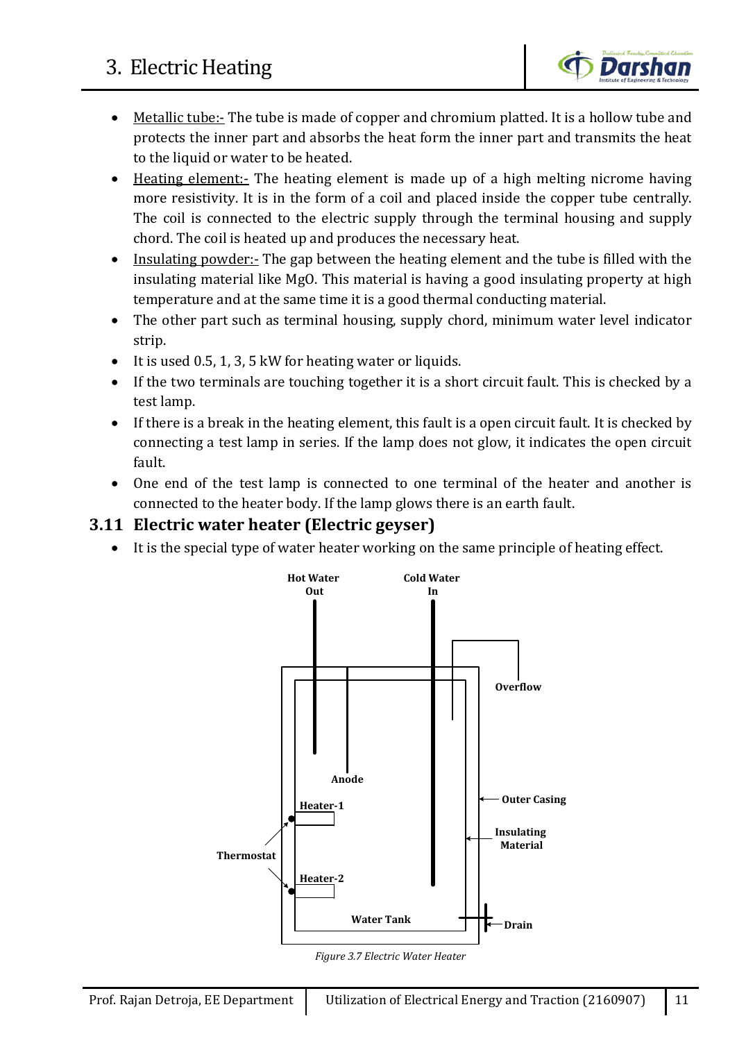- Metallic tube:- The tube is made of copper and chromium platted. It is a hollow tube and protects the inner part and absorbs the heat form the inner part and transmits the heat to the liquid or water to be heated.
- Heating element:- The heating element is made up of a high melting nicrome having more resistivity. It is in the form of a coil and placed inside the copper tube centrally. The coil is connected to the electric supply through the terminal housing and supply chord. The coil is heated up and produces the necessary heat.
- Insulating powder:- The gap between the heating element and the tube is filled with the insulating material like MgO. This material is having a good insulating property at high temperature and at the same time it is a good thermal conducting material.
- The other part such as terminal housing, supply chord, minimum water level indicator strip.
- It is used 0.5, 1, 3, 5 kW for heating water or liquids.
- If the two terminals are touching together it is a short circuit fault. This is checked by a test lamp.
- If there is a break in the heating element, this fault is a open circuit fault. It is checked by connecting a test lamp in series. If the lamp does not glow, it indicates the open circuit fault.
- One end of the test lamp is connected to one terminal of the heater and another is connected to the heater body. If the lamp glows there is an earth fault.

## 3.11 Electric water heater (Electric geyser)

- It is the special type of water heater working on the same principle of heating effect.

Hot Water Out | Cold Water In | Overflow | Anode | Outer Casing | Heater-1 | Insulating Material | Thermostat | Heater-2 | Water Tank | Drain

*Figure 3.7 Electric Water Heater*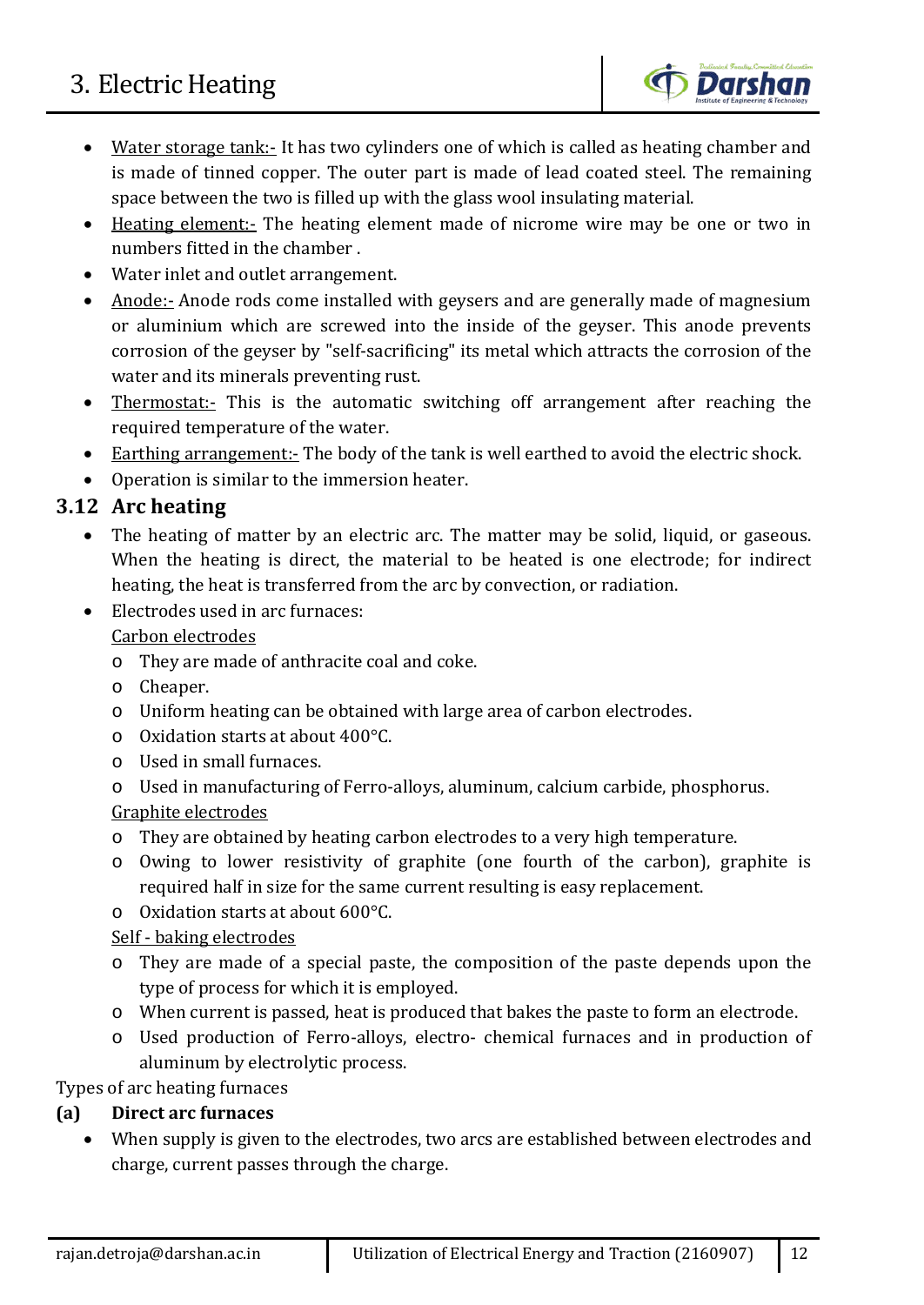- <u>Water storage tank:-</u> It has two cylinders one of which is called as heating chamber and is made of tinned copper. The outer part is made of lead coated steel. The remaining space between the two is filled up with the glass wool insulating material.
- <u>Heating element:-</u> The heating element made of nicrome wire may be one or two in numbers fitted in the chamber .
- Water inlet and outlet arrangement.
- <u>Anode:-</u> Anode rods come installed with geysers and are generally made of magnesium or aluminium which are screwed into the inside of the geyser. This anode prevents corrosion of the geyser by "self-sacrificing" its metal which attracts the corrosion of the water and its minerals preventing rust.
- <u>Thermostat:-</u> This is the automatic switching off arrangement after reaching the required temperature of the water.
- <u>Earthing arrangement:-</u> The body of the tank is well earthed to avoid the electric shock.
- Operation is similar to the immersion heater.

## 3.12 Arc heating

- The heating of matter by an electric arc. The matter may be solid, liquid, or gaseous. When the heating is direct, the material to be heated is one electrode; for indirect heating, the heat is transferred from the arc by convection, or radiation.
- Electrodes used in arc furnaces:

  <u>Carbon electrodes</u>
  - They are made of anthracite coal and coke.
  - Cheaper.
  - Uniform heating can be obtained with large area of carbon electrodes.
  - Oxidation starts at about 400°C.
  - Used in small furnaces.
  - Used in manufacturing of Ferro-alloys, aluminum, calcium carbide, phosphorus.

  <u>Graphite electrodes</u>
  - They are obtained by heating carbon electrodes to a very high temperature.
  - Owing to lower resistivity of graphite (one fourth of the carbon), graphite is required half in size for the same current resulting is easy replacement.
  - Oxidation starts at about 600°C.

  <u>Self - baking electrodes</u>
  - They are made of a special paste, the composition of the paste depends upon the type of process for which it is employed.
  - When current is passed, heat is produced that bakes the paste to form an electrode.
  - Used production of Ferro-alloys, electro- chemical furnaces and in production of aluminum by electrolytic process.

Types of arc heating furnaces

**(a) Direct arc furnaces**

- When supply is given to the electrodes, two arcs are established between electrodes and charge, current passes through the charge.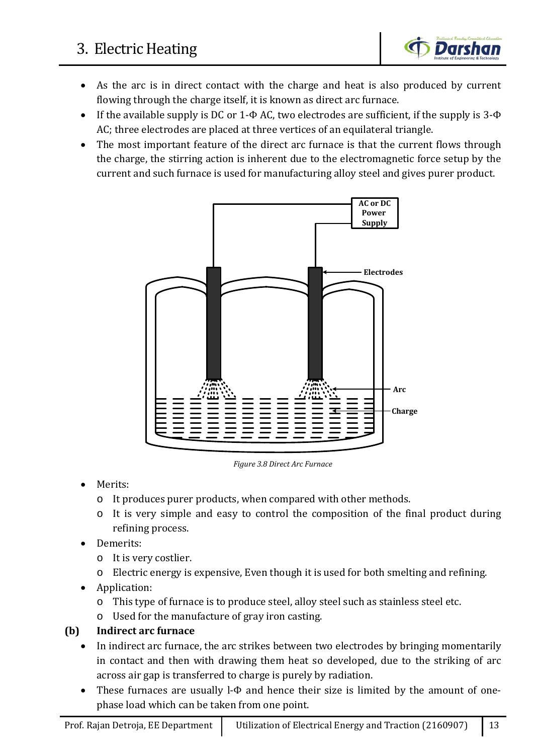- As the arc is in direct contact with the charge and heat is also produced by current flowing through the charge itself, it is known as direct arc furnace.
- If the available supply is DC or 1-Φ AC, two electrodes are sufficient, if the supply is 3-Φ AC; three electrodes are placed at three vertices of an equilateral triangle.
- The most important feature of the direct arc furnace is that the current flows through the charge, the stirring action is inherent due to the electromagnetic force setup by the current and such furnace is used for manufacturing alloy steel and gives purer product.

*Figure 3.8 Direct Arc Furnace*

- Merits:
    - It produces purer products, when compared with other methods.
    - It is very simple and easy to control the composition of the final product during refining process.
- Demerits:
    - It is very costlier.
    - Electric energy is expensive, Even though it is used for both smelting and refining.
- Application:
    - This type of furnace is to produce steel, alloy steel such as stainless steel etc.
    - Used for the manufacture of gray iron casting.

**(b) Indirect arc furnace**

- In indirect arc furnace, the arc strikes between two electrodes by bringing momentarily in contact and then with drawing them heat so developed, due to the striking of arc across air gap is transferred to charge is purely by radiation.
- These furnaces are usually l-Φ and hence their size is limited by the amount of one-phase load which can be taken from one point.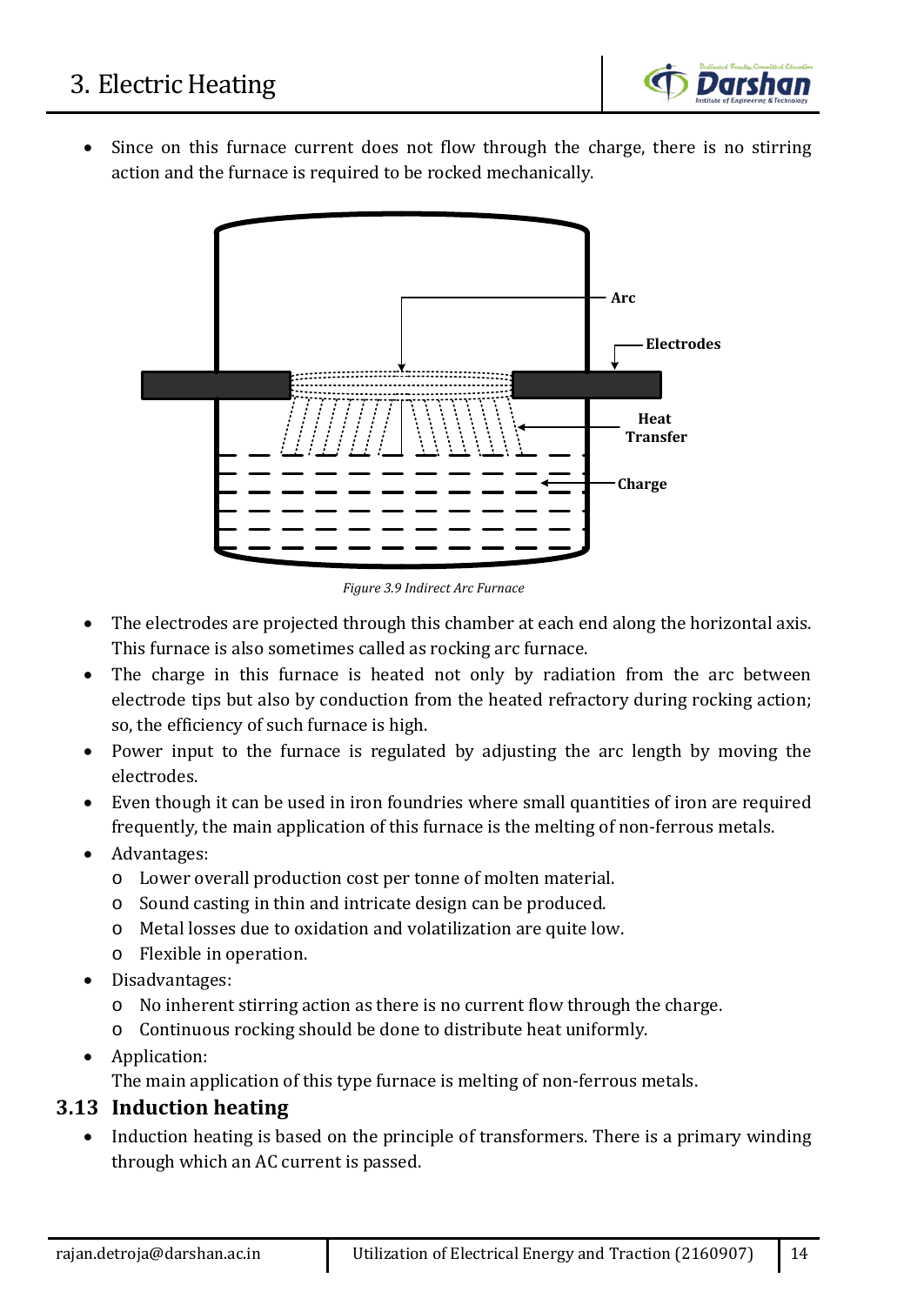- Since on this furnace current does not flow through the charge, there is no stirring action and the furnace is required to be rocked mechanically.

*Figure 3.9 Indirect Arc Furnace*

- The electrodes are projected through this chamber at each end along the horizontal axis. This furnace is also sometimes called as rocking arc furnace.
- The charge in this furnace is heated not only by radiation from the arc between electrode tips but also by conduction from the heated refractory during rocking action; so, the efficiency of such furnace is high.
- Power input to the furnace is regulated by adjusting the arc length by moving the electrodes.
- Even though it can be used in iron foundries where small quantities of iron are required frequently, the main application of this furnace is the melting of non-ferrous metals.
- Advantages:
  - Lower overall production cost per tonne of molten material.
  - Sound casting in thin and intricate design can be produced.
  - Metal losses due to oxidation and volatilization are quite low.
  - Flexible in operation.
- Disadvantages:
  - No inherent stirring action as there is no current flow through the charge.
  - Continuous rocking should be done to distribute heat uniformly.
- Application:

  The main application of this type furnace is melting of non-ferrous metals.

## 3.13 Induction heating

- Induction heating is based on the principle of transformers. There is a primary winding through which an AC current is passed.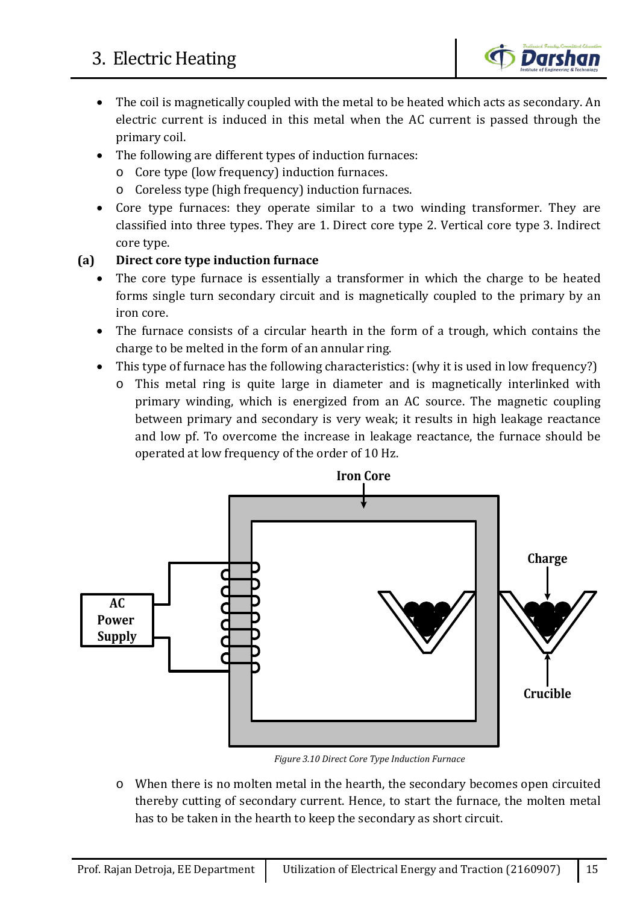- The coil is magnetically coupled with the metal to be heated which acts as secondary. An electric current is induced in this metal when the AC current is passed through the primary coil.
- The following are different types of induction furnaces:
  - Core type (low frequency) induction furnaces.
  - Coreless type (high frequency) induction furnaces.
- Core type furnaces: they operate similar to a two winding transformer. They are classified into three types. They are 1. Direct core type 2. Vertical core type 3. Indirect core type.

**(a) Direct core type induction furnace**

- The core type furnace is essentially a transformer in which the charge to be heated forms single turn secondary circuit and is magnetically coupled to the primary by an iron core.
- The furnace consists of a circular hearth in the form of a trough, which contains the charge to be melted in the form of an annular ring.
- This type of furnace has the following characteristics: (why it is used in low frequency?)
  - This metal ring is quite large in diameter and is magnetically interlinked with primary winding, which is energized from an AC source. The magnetic coupling between primary and secondary is very weak; it results in high leakage reactance and low pf. To overcome the increase in leakage reactance, the furnace should be operated at low frequency of the order of 10 Hz.

*Figure 3.10 Direct Core Type Induction Furnace*

  - When there is no molten metal in the hearth, the secondary becomes open circuited thereby cutting of secondary current. Hence, to start the furnace, the molten metal has to be taken in the hearth to keep the secondary as short circuit.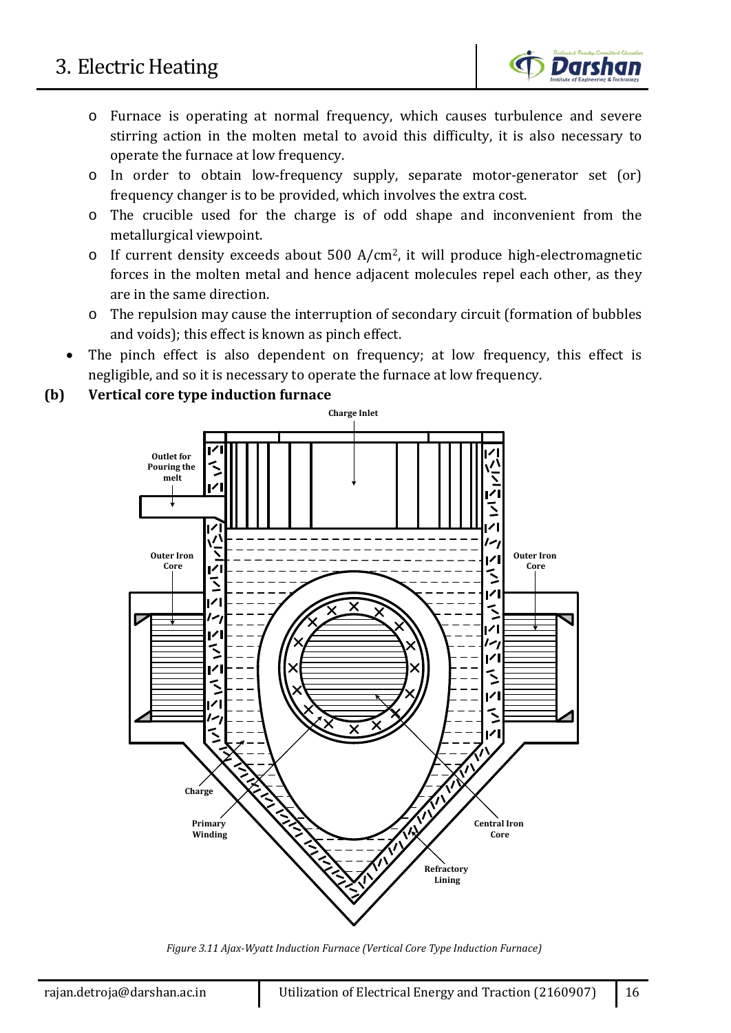- Furnace is operating at normal frequency, which causes turbulence and severe stirring action in the molten metal to avoid this difficulty, it is also necessary to operate the furnace at low frequency.
- In order to obtain low-frequency supply, separate motor-generator set (or) frequency changer is to be provided, which involves the extra cost.
- The crucible used for the charge is of odd shape and inconvenient from the metallurgical viewpoint.
- If current density exceeds about 500 A/cm$^2$, it will produce high-electromagnetic forces in the molten metal and hence adjacent molecules repel each other, as they are in the same direction.
- The repulsion may cause the interruption of secondary circuit (formation of bubbles and voids); this effect is known as pinch effect.

- The pinch effect is also dependent on frequency; at low frequency, this effect is negligible, and so it is necessary to operate the furnace at low frequency.

**(b) Vertical core type induction furnace**

*Figure 3.11 Ajax-Wyatt Induction Furnace (Vertical Core Type Induction Furnace)*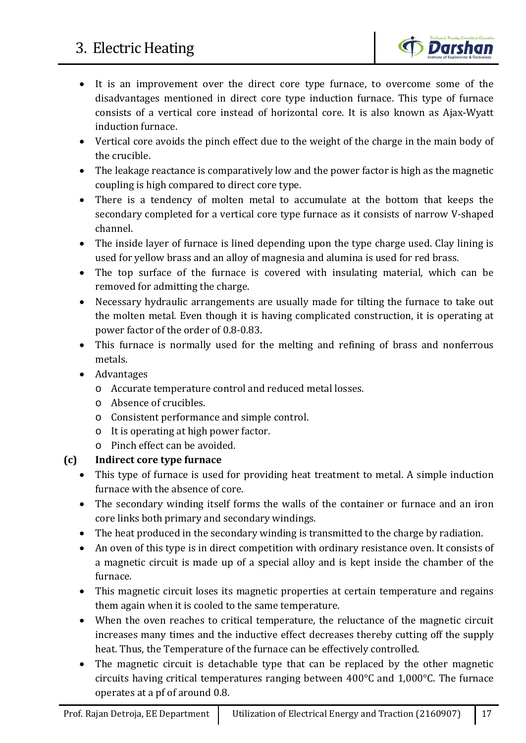- It is an improvement over the direct core type furnace, to overcome some of the disadvantages mentioned in direct core type induction furnace. This type of furnace consists of a vertical core instead of horizontal core. It is also known as Ajax-Wyatt induction furnace.
- Vertical core avoids the pinch effect due to the weight of the charge in the main body of the crucible.
- The leakage reactance is comparatively low and the power factor is high as the magnetic coupling is high compared to direct core type.
- There is a tendency of molten metal to accumulate at the bottom that keeps the secondary completed for a vertical core type furnace as it consists of narrow V-shaped channel.
- The inside layer of furnace is lined depending upon the type charge used. Clay lining is used for yellow brass and an alloy of magnesia and alumina is used for red brass.
- The top surface of the furnace is covered with insulating material, which can be removed for admitting the charge.
- Necessary hydraulic arrangements are usually made for tilting the furnace to take out the molten metal. Even though it is having complicated construction, it is operating at power factor of the order of 0.8-0.83.
- This furnace is normally used for the melting and refining of brass and nonferrous metals.
- Advantages
  - Accurate temperature control and reduced metal losses.
  - Absence of crucibles.
  - Consistent performance and simple control.
  - It is operating at high power factor.
  - Pinch effect can be avoided.

### (c) Indirect core type furnace

- This type of furnace is used for providing heat treatment to metal. A simple induction furnace with the absence of core.
- The secondary winding itself forms the walls of the container or furnace and an iron core links both primary and secondary windings.
- The heat produced in the secondary winding is transmitted to the charge by radiation.
- An oven of this type is in direct competition with ordinary resistance oven. It consists of a magnetic circuit is made up of a special alloy and is kept inside the chamber of the furnace.
- This magnetic circuit loses its magnetic properties at certain temperature and regains them again when it is cooled to the same temperature.
- When the oven reaches to critical temperature, the reluctance of the magnetic circuit increases many times and the inductive effect decreases thereby cutting off the supply heat. Thus, the Temperature of the furnace can be effectively controlled.
- The magnetic circuit is detachable type that can be replaced by the other magnetic circuits having critical temperatures ranging between 400°C and 1,000°C. The furnace operates at a pf of around 0.8.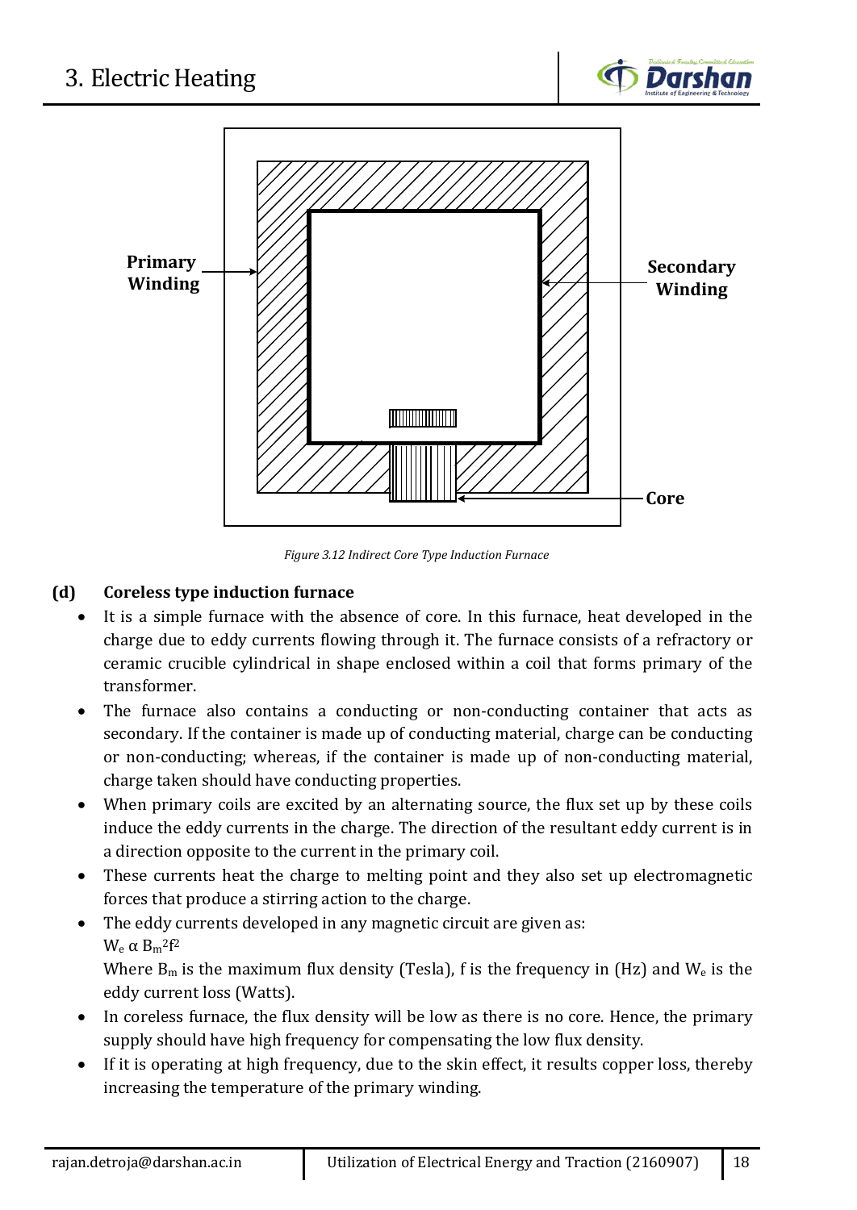Primary Winding

Secondary Winding

Core

*Figure 3.12 Indirect Core Type Induction Furnace*

**(d) Coreless type induction furnace**

- It is a simple furnace with the absence of core. In this furnace, heat developed in the charge due to eddy currents flowing through it. The furnace consists of a refractory or ceramic crucible cylindrical in shape enclosed within a coil that forms primary of the transformer.
- The furnace also contains a conducting or non-conducting container that acts as secondary. If the container is made up of conducting material, charge can be conducting or non-conducting; whereas, if the container is made up of non-conducting material, charge taken should have conducting properties.
- When primary coils are excited by an alternating source, the flux set up by these coils induce the eddy currents in the charge. The direction of the resultant eddy current is in a direction opposite to the current in the primary coil.
- These currents heat the charge to melting point and they also set up electromagnetic forces that produce a stirring action to the charge.
- The eddy currents developed in any magnetic circuit are given as:
  $W_e \propto B_m^2 f^2$
  Where $B_m$ is the maximum flux density (Tesla), f is the frequency in (Hz) and $W_e$ is the eddy current loss (Watts).
- In coreless furnace, the flux density will be low as there is no core. Hence, the primary supply should have high frequency for compensating the low flux density.
- If it is operating at high frequency, due to the skin effect, it results copper loss, thereby increasing the temperature of the primary winding.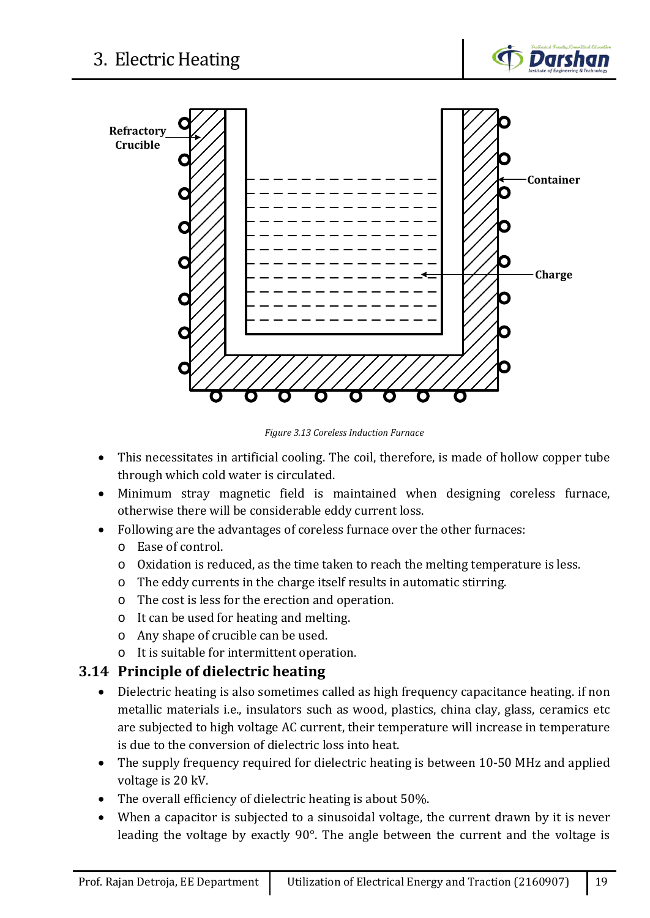Figure 3.13 Coreless Induction Furnace

- This necessitates in artificial cooling. The coil, therefore, is made of hollow copper tube through which cold water is circulated.
- Minimum stray magnetic field is maintained when designing coreless furnace, otherwise there will be considerable eddy current loss.
- Following are the advantages of coreless furnace over the other furnaces:
  - Ease of control.
  - Oxidation is reduced, as the time taken to reach the melting temperature is less.
  - The eddy currents in the charge itself results in automatic stirring.
  - The cost is less for the erection and operation.
  - It can be used for heating and melting.
  - Any shape of crucible can be used.
  - It is suitable for intermittent operation.

## 3.14 Principle of dielectric heating

- Dielectric heating is also sometimes called as high frequency capacitance heating. if non metallic materials i.e., insulators such as wood, plastics, china clay, glass, ceramics etc are subjected to high voltage AC current, their temperature will increase in temperature is due to the conversion of dielectric loss into heat.
- The supply frequency required for dielectric heating is between 10-50 MHz and applied voltage is 20 kV.
- The overall efficiency of dielectric heating is about 50%.
- When a capacitor is subjected to a sinusoidal voltage, the current drawn by it is never leading the voltage by exactly 90°. The angle between the current and the voltage is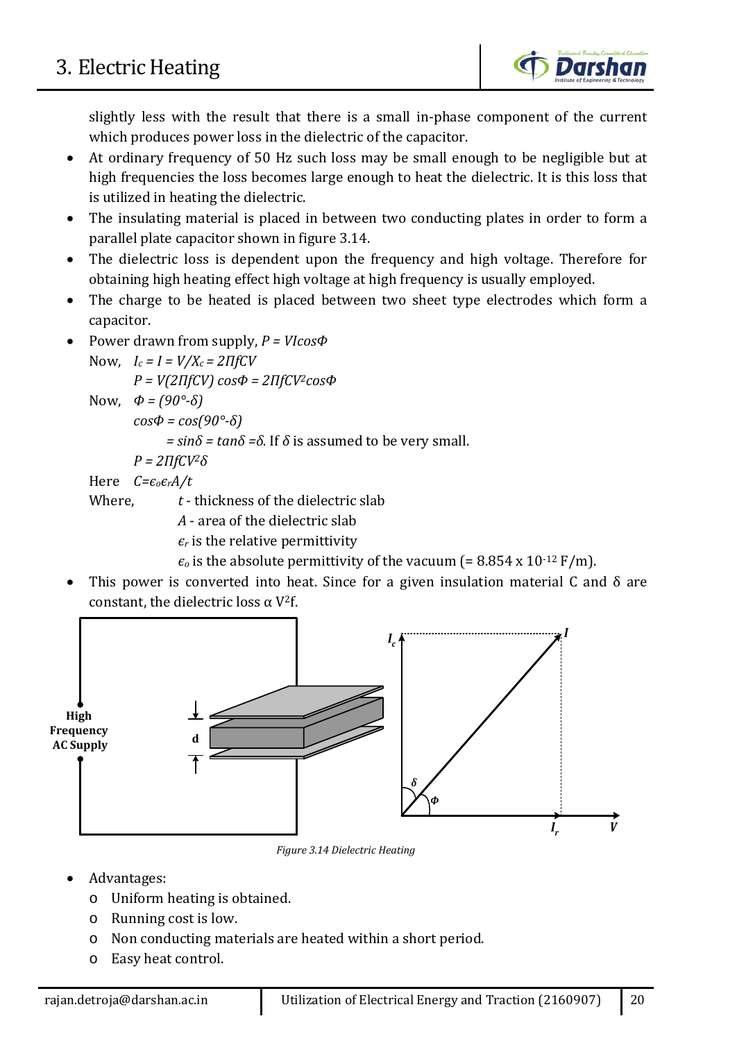slightly less with the result that there is a small in-phase component of the current which produces power loss in the dielectric of the capacitor.

- At ordinary frequency of 50 Hz such loss may be small enough to be negligible but at high frequencies the loss becomes large enough to heat the dielectric. It is this loss that is utilized in heating the dielectric.
- The insulating material is placed in between two conducting plates in order to form a parallel plate capacitor shown in figure 3.14.
- The dielectric loss is dependent upon the frequency and high voltage. Therefore for obtaining high heating effect high voltage at high frequency is usually employed.
- The charge to be heated is placed between two sheet type electrodes which form a capacitor.
- Power drawn from supply, $P = VI\cos\Phi$

  Now, $I_c = I = V/X_c = 2\Pi fCV$

  $P = V(2\Pi fCV)\cos\Phi = 2\Pi fCV^2\cos\Phi$

  Now, $\Phi = (90° - \delta)$

  $\cos\Phi = \cos(90° - \delta)$

  $= \sin\delta = \tan\delta = \delta$. If $\delta$ is assumed to be very small.

  $P = 2\Pi fCV^2\delta$

  Here $C = \epsilon_o\epsilon_r A/t$

  Where, $t$ - thickness of the dielectric slab

  $A$ - area of the dielectric slab

  $\epsilon_r$ is the relative permittivity

  $\epsilon_o$ is the absolute permittivity of the vacuum (= $8.854 \times 10^{-12}$ F/m).
- This power is converted into heat. Since for a given insulation material C and $\delta$ are constant, the dielectric loss $\alpha$ $V^2$f.

Figure 3.14 Dielectric Heating

- Advantages:
  - Uniform heating is obtained.
  - Running cost is low.
  - Non conducting materials are heated within a short period.
  - Easy heat control.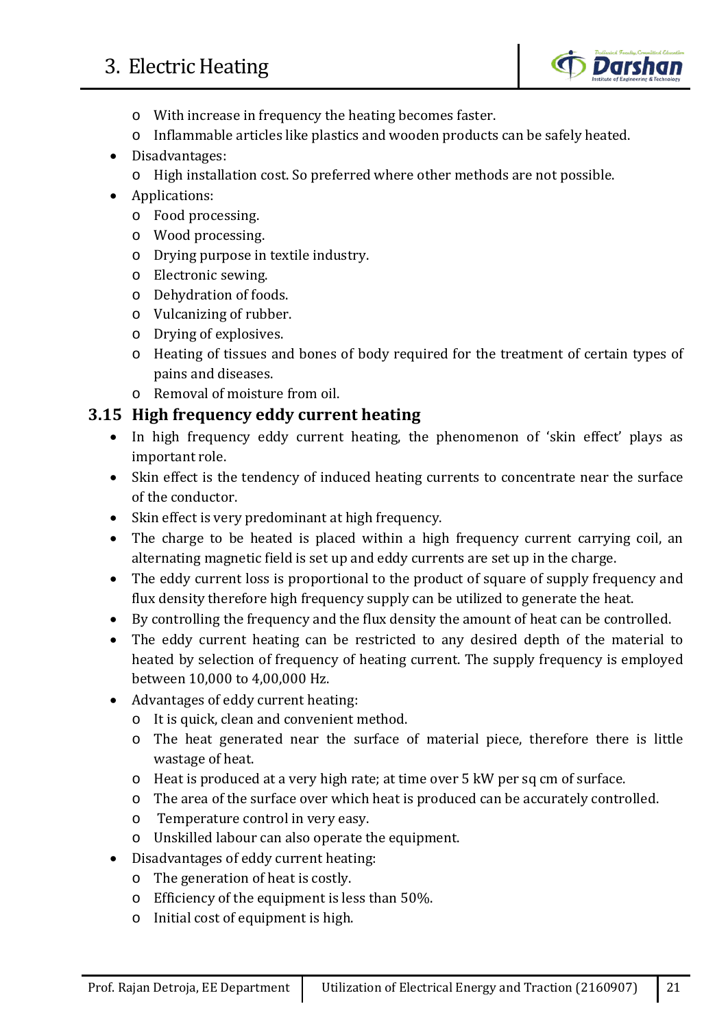- With increase in frequency the heating becomes faster.
- Inflammable articles like plastics and wooden products can be safely heated.

- Disadvantages:
  - High installation cost. So preferred where other methods are not possible.
- Applications:
  - Food processing.
  - Wood processing.
  - Drying purpose in textile industry.
  - Electronic sewing.
  - Dehydration of foods.
  - Vulcanizing of rubber.
  - Drying of explosives.
  - Heating of tissues and bones of body required for the treatment of certain types of pains and diseases.
  - Removal of moisture from oil.

## 3.15 High frequency eddy current heating

- In high frequency eddy current heating, the phenomenon of 'skin effect' plays as important role.
- Skin effect is the tendency of induced heating currents to concentrate near the surface of the conductor.
- Skin effect is very predominant at high frequency.
- The charge to be heated is placed within a high frequency current carrying coil, an alternating magnetic field is set up and eddy currents are set up in the charge.
- The eddy current loss is proportional to the product of square of supply frequency and flux density therefore high frequency supply can be utilized to generate the heat.
- By controlling the frequency and the flux density the amount of heat can be controlled.
- The eddy current heating can be restricted to any desired depth of the material to heated by selection of frequency of heating current. The supply frequency is employed between 10,000 to 4,00,000 Hz.
- Advantages of eddy current heating:
  - It is quick, clean and convenient method.
  - The heat generated near the surface of material piece, therefore there is little wastage of heat.
  - Heat is produced at a very high rate; at time over 5 kW per sq cm of surface.
  - The area of the surface over which heat is produced can be accurately controlled.
  - Temperature control in very easy.
  - Unskilled labour can also operate the equipment.
- Disadvantages of eddy current heating:
  - The generation of heat is costly.
  - Efficiency of the equipment is less than 50%.
  - Initial cost of equipment is high.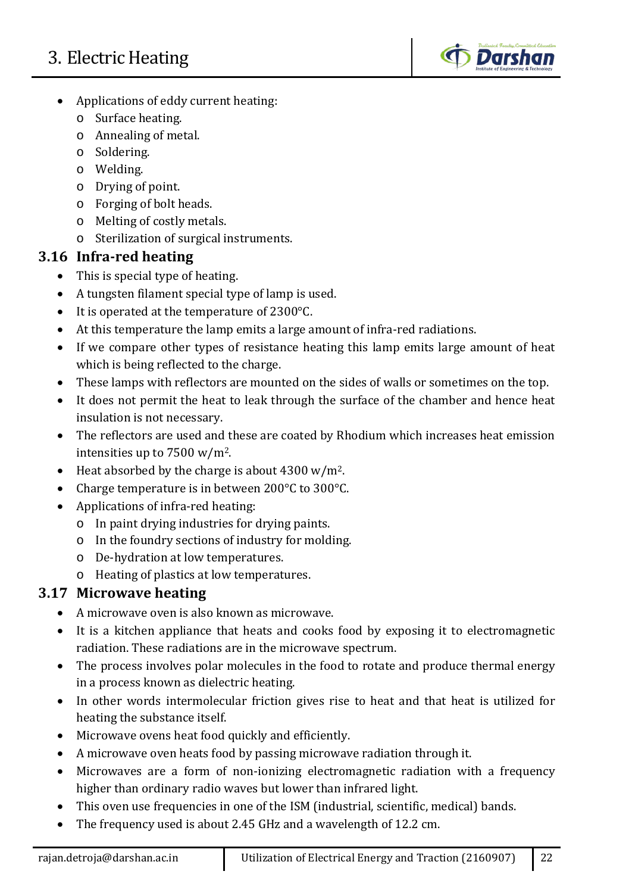- Applications of eddy current heating:
    - Surface heating.
    - Annealing of metal.
    - Soldering.
    - Welding.
    - Drying of point.
    - Forging of bolt heads.
    - Melting of costly metals.
    - Sterilization of surgical instruments.

## 3.16 Infra-red heating

- This is special type of heating.
- A tungsten filament special type of lamp is used.
- It is operated at the temperature of 2300°C.
- At this temperature the lamp emits a large amount of infra-red radiations.
- If we compare other types of resistance heating this lamp emits large amount of heat which is being reflected to the charge.
- These lamps with reflectors are mounted on the sides of walls or sometimes on the top.
- It does not permit the heat to leak through the surface of the chamber and hence heat insulation is not necessary.
- The reflectors are used and these are coated by Rhodium which increases heat emission intensities up to 7500 w/m$^2$.
- Heat absorbed by the charge is about 4300 w/m$^2$.
- Charge temperature is in between 200°C to 300°C.
- Applications of infra-red heating:
    - In paint drying industries for drying paints.
    - In the foundry sections of industry for molding.
    - De-hydration at low temperatures.
    - Heating of plastics at low temperatures.

## 3.17 Microwave heating

- A microwave oven is also known as microwave.
- It is a kitchen appliance that heats and cooks food by exposing it to electromagnetic radiation. These radiations are in the microwave spectrum.
- The process involves polar molecules in the food to rotate and produce thermal energy in a process known as dielectric heating.
- In other words intermolecular friction gives rise to heat and that heat is utilized for heating the substance itself.
- Microwave ovens heat food quickly and efficiently.
- A microwave oven heats food by passing microwave radiation through it.
- Microwaves are a form of non-ionizing electromagnetic radiation with a frequency higher than ordinary radio waves but lower than infrared light.
- This oven use frequencies in one of the ISM (industrial, scientific, medical) bands.
- The frequency used is about 2.45 GHz and a wavelength of 12.2 cm.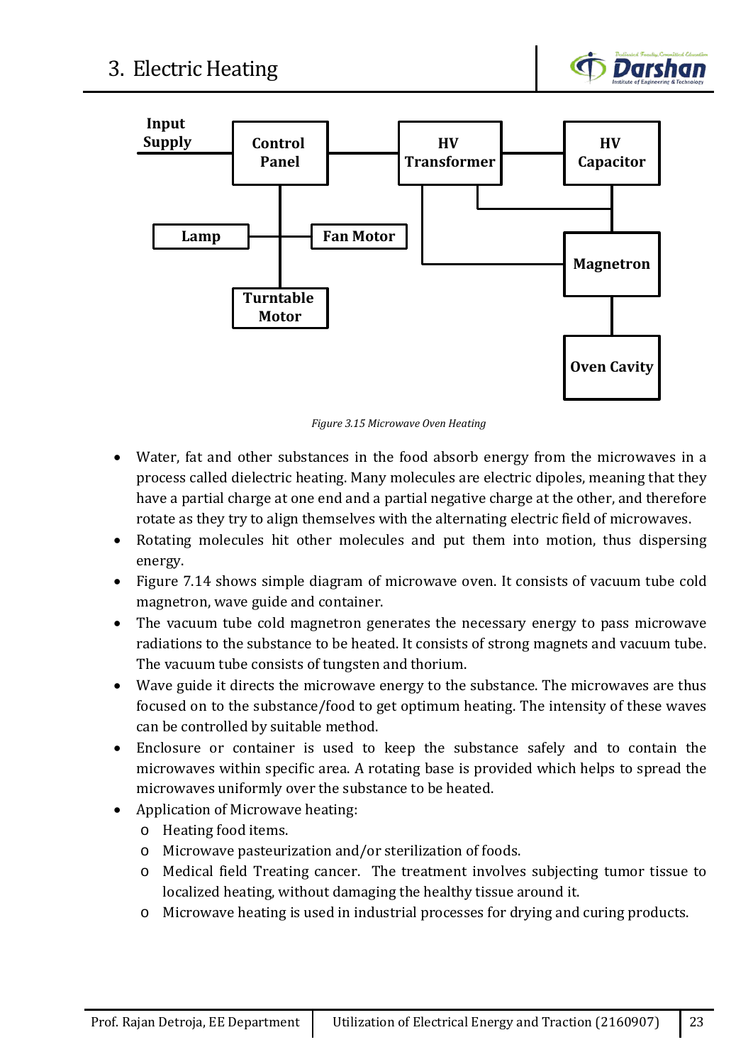Input Supply

Control Panel

HV Transformer

HV Capacitor

Lamp

Fan Motor

Magnetron

Turntable Motor

Oven Cavity

*Figure 3.15 Microwave Oven Heating*

- Water, fat and other substances in the food absorb energy from the microwaves in a process called dielectric heating. Many molecules are electric dipoles, meaning that they have a partial charge at one end and a partial negative charge at the other, and therefore rotate as they try to align themselves with the alternating electric field of microwaves.
- Rotating molecules hit other molecules and put them into motion, thus dispersing energy.
- Figure 7.14 shows simple diagram of microwave oven. It consists of vacuum tube cold magnetron, wave guide and container.
- The vacuum tube cold magnetron generates the necessary energy to pass microwave radiations to the substance to be heated. It consists of strong magnets and vacuum tube. The vacuum tube consists of tungsten and thorium.
- Wave guide it directs the microwave energy to the substance. The microwaves are thus focused on to the substance/food to get optimum heating. The intensity of these waves can be controlled by suitable method.
- Enclosure or container is used to keep the substance safely and to contain the microwaves within specific area. A rotating base is provided which helps to spread the microwaves uniformly over the substance to be heated.
- Application of Microwave heating:
  - Heating food items.
  - Microwave pasteurization and/or sterilization of foods.
  - Medical field Treating cancer. The treatment involves subjecting tumor tissue to localized heating, without damaging the healthy tissue around it.
  - Microwave heating is used in industrial processes for drying and curing products.